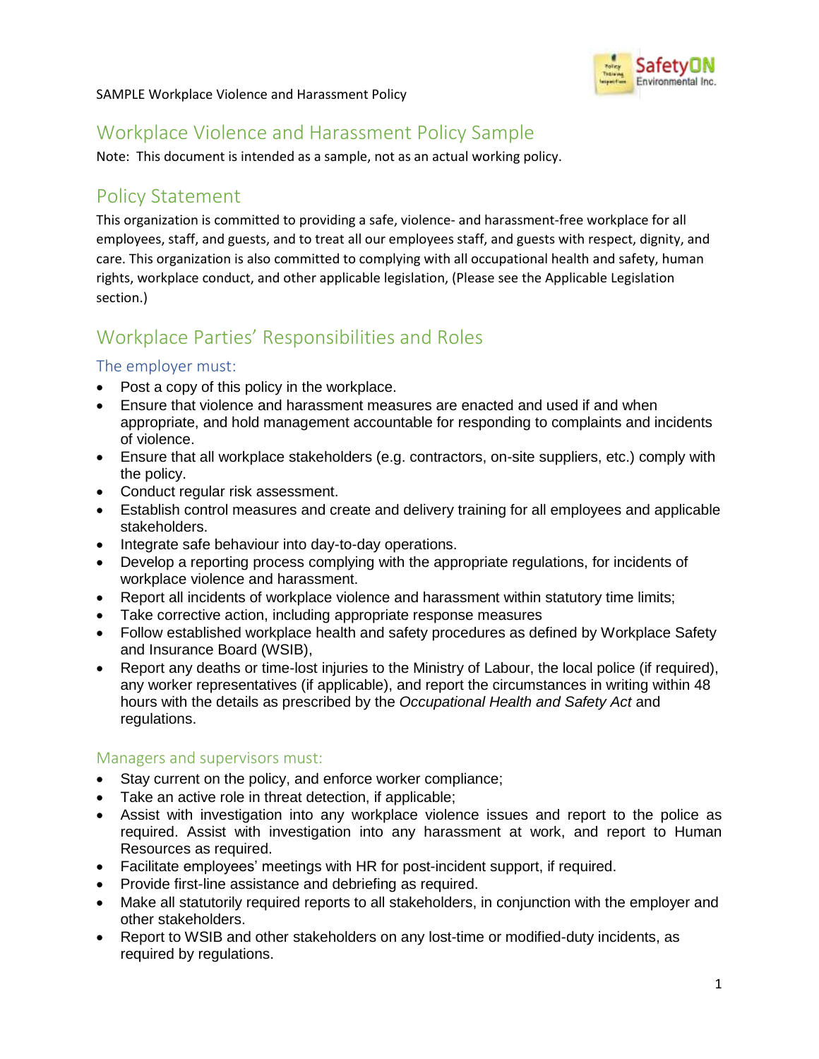# Workplace Violence and Harassment Policy Sample

Note: This document is intended as a sample, not as an actual working policy.

## Policy Statement

This organization is committed to providing a safe, violence- and harassment-free workplace for all employees, staff, and guests, and to treat all our employees staff, and guests with respect, dignity, and care. This organization is also committed to complying with all occupational health and safety, human rights, workplace conduct, and other applicable legislation, (Please see the Applicable Legislation section.)

## Workplace Parties' Responsibilities and Roles

### The employer must:

- Post a copy of this policy in the workplace.
- Ensure that violence and harassment measures are enacted and used if and when appropriate, and hold management accountable for responding to complaints and incidents of violence.
- Ensure that all workplace stakeholders (e.g. contractors, on-site suppliers, etc.) comply with the policy.
- Conduct regular risk assessment.
- Establish control measures and create and delivery training for all employees and applicable stakeholders.
- Integrate safe behaviour into day-to-day operations.
- Develop a reporting process complying with the appropriate regulations, for incidents of workplace violence and harassment.
- Report all incidents of workplace violence and harassment within statutory time limits;
- Take corrective action, including appropriate response measures
- Follow established workplace health and safety procedures as defined by Workplace Safety and Insurance Board (WSIB),
- Report any deaths or time-lost injuries to the Ministry of Labour, the local police (if required), any worker representatives (if applicable), and report the circumstances in writing within 48 hours with the details as prescribed by the *Occupational Health and Safety Act* and regulations.

### Managers and supervisors must:

- Stay current on the policy, and enforce worker compliance;
- Take an active role in threat detection, if applicable;
- Assist with investigation into any workplace violence issues and report to the police as required. Assist with investigation into any harassment at work, and report to Human Resources as required.
- Facilitate employees' meetings with HR for post-incident support, if required.
- Provide first-line assistance and debriefing as required.
- Make all statutorily required reports to all stakeholders, in conjunction with the employer and other stakeholders.
- Report to WSIB and other stakeholders on any lost-time or modified-duty incidents, as required by regulations.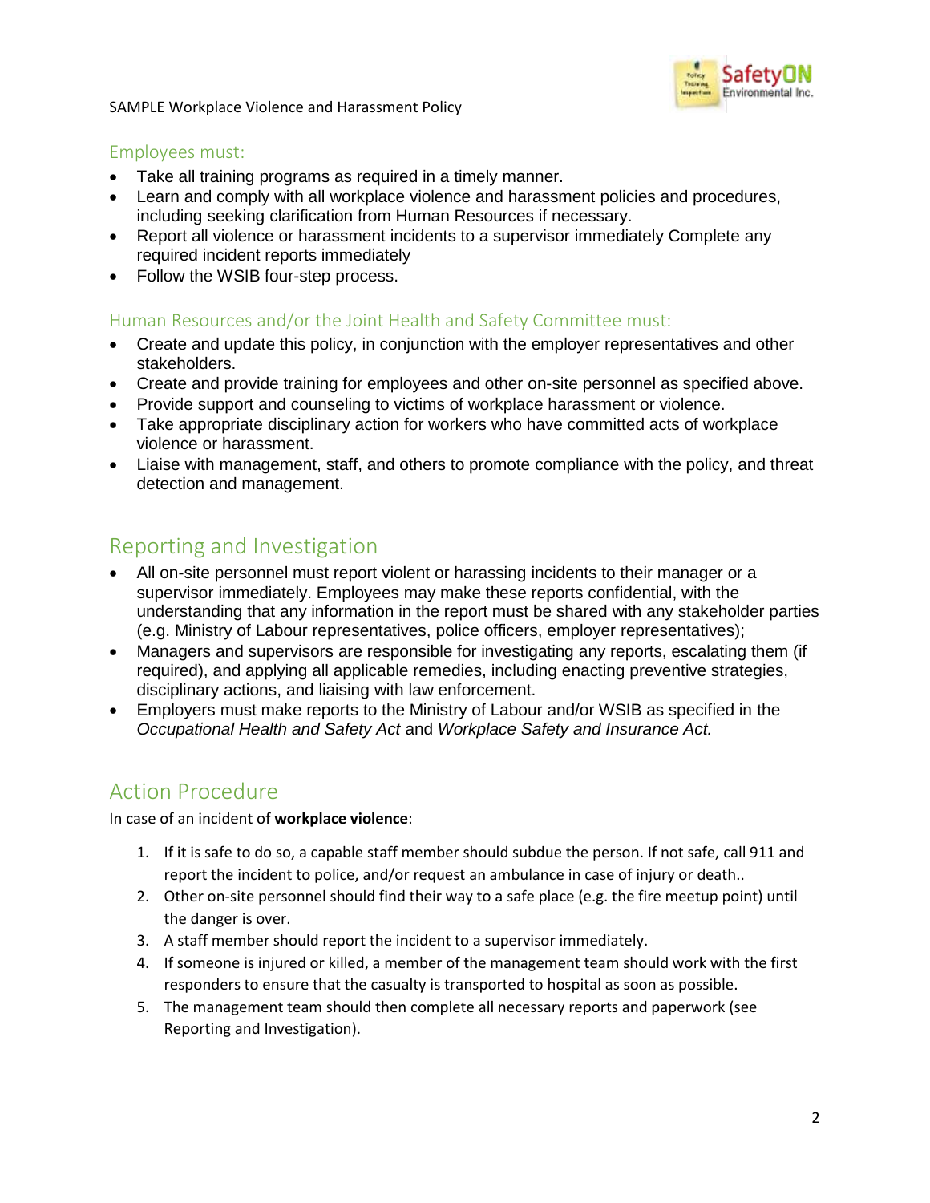### Employees must:

- Take all training programs as required in a timely manner.
- Learn and comply with all workplace violence and harassment policies and procedures, including seeking clarification from Human Resources if necessary.
- Report all violence or harassment incidents to a supervisor immediately Complete any required incident reports immediately
- Follow the WSIB four-step process.

### Human Resources and/or the Joint Health and Safety Committee must:

- Create and update this policy, in conjunction with the employer representatives and other stakeholders.
- Create and provide training for employees and other on-site personnel as specified above.
- Provide support and counseling to victims of workplace harassment or violence.
- Take appropriate disciplinary action for workers who have committed acts of workplace violence or harassment.
- Liaise with management, staff, and others to promote compliance with the policy, and threat detection and management.

## Reporting and Investigation

- All on-site personnel must report violent or harassing incidents to their manager or a supervisor immediately. Employees may make these reports confidential, with the understanding that any information in the report must be shared with any stakeholder parties (e.g. Ministry of Labour representatives, police officers, employer representatives);
- Managers and supervisors are responsible for investigating any reports, escalating them (if required), and applying all applicable remedies, including enacting preventive strategies, disciplinary actions, and liaising with law enforcement.
- Employers must make reports to the Ministry of Labour and/or WSIB as specified in the *Occupational Health and Safety Act* and *Workplace Safety and Insurance Act.*

## Action Procedure

In case of an incident of **workplace violence**:

1. If it is safe to do so, a capable staff member should subdue the person. If not safe, call 911 and report the incident to police, and/or request an ambulance in case of injury or death..
2. Other on-site personnel should find their way to a safe place (e.g. the fire meetup point) until the danger is over.
3. A staff member should report the incident to a supervisor immediately.
4. If someone is injured or killed, a member of the management team should work with the first responders to ensure that the casualty is transported to hospital as soon as possible.
5. The management team should then complete all necessary reports and paperwork (see Reporting and Investigation).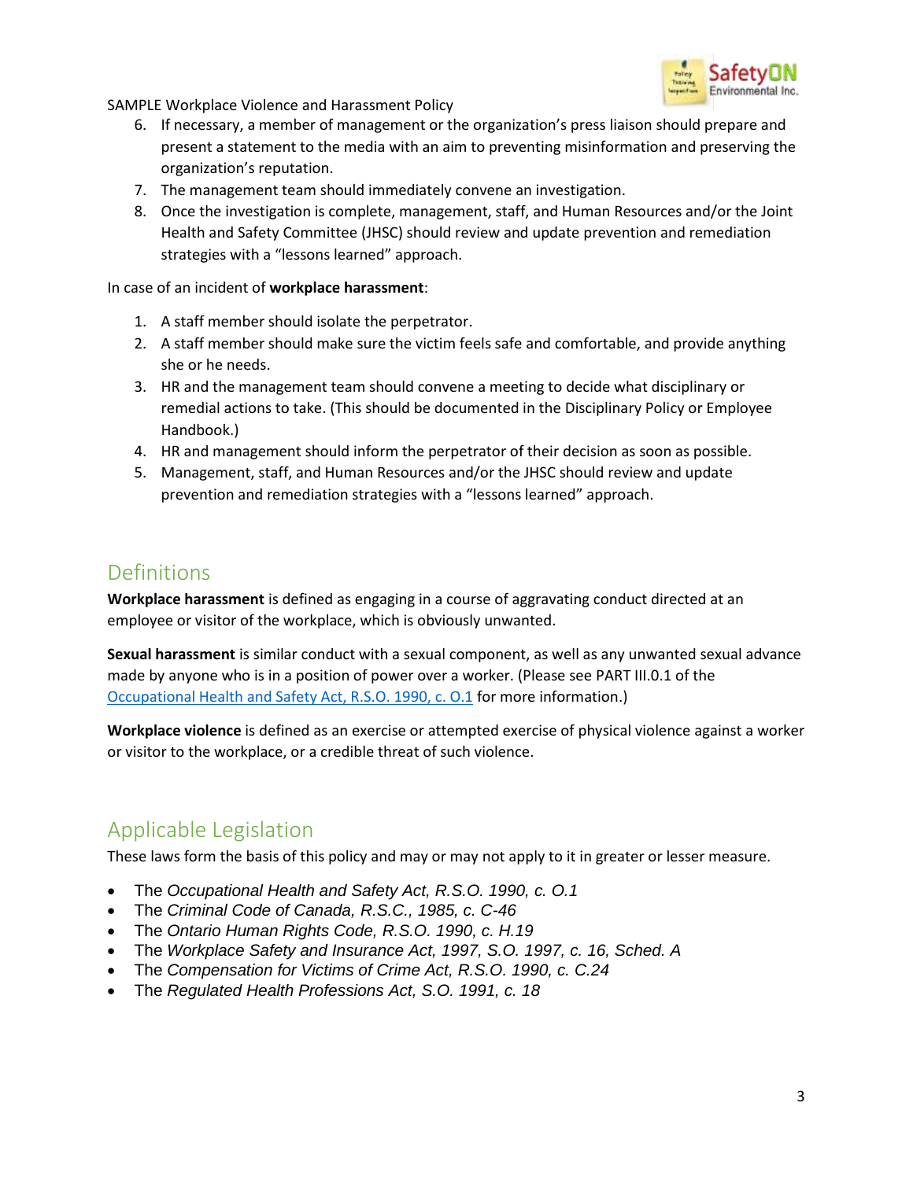6. If necessary, a member of management or the organization's press liaison should prepare and present a statement to the media with an aim to preventing misinformation and preserving the organization's reputation.
7. The management team should immediately convene an investigation.
8. Once the investigation is complete, management, staff, and Human Resources and/or the Joint Health and Safety Committee (JHSC) should review and update prevention and remediation strategies with a "lessons learned" approach.

In case of an incident of **workplace harassment**:

1. A staff member should isolate the perpetrator.
2. A staff member should make sure the victim feels safe and comfortable, and provide anything she or he needs.
3. HR and the management team should convene a meeting to decide what disciplinary or remedial actions to take. (This should be documented in the Disciplinary Policy or Employee Handbook.)
4. HR and management should inform the perpetrator of their decision as soon as possible.
5. Management, staff, and Human Resources and/or the JHSC should review and update prevention and remediation strategies with a "lessons learned" approach.

## Definitions

**Workplace harassment** is defined as engaging in a course of aggravating conduct directed at an employee or visitor of the workplace, which is obviously unwanted.

**Sexual harassment** is similar conduct with a sexual component, as well as any unwanted sexual advance made by anyone who is in a position of power over a worker. (Please see PART III.0.1 of the Occupational Health and Safety Act, R.S.O. 1990, c. O.1 for more information.)

**Workplace violence** is defined as an exercise or attempted exercise of physical violence against a worker or visitor to the workplace, or a credible threat of such violence.

## Applicable Legislation

These laws form the basis of this policy and may or may not apply to it in greater or lesser measure.

- The *Occupational Health and Safety Act, R.S.O. 1990, c. O.1*
- The *Criminal Code of Canada, R.S.C., 1985, c. C-46*
- The *Ontario Human Rights Code, R.S.O. 1990, c. H.19*
- The *Workplace Safety and Insurance Act, 1997, S.O. 1997, c. 16, Sched. A*
- The *Compensation for Victims of Crime Act, R.S.O. 1990, c. C.24*
- The *Regulated Health Professions Act, S.O. 1991, c. 18*